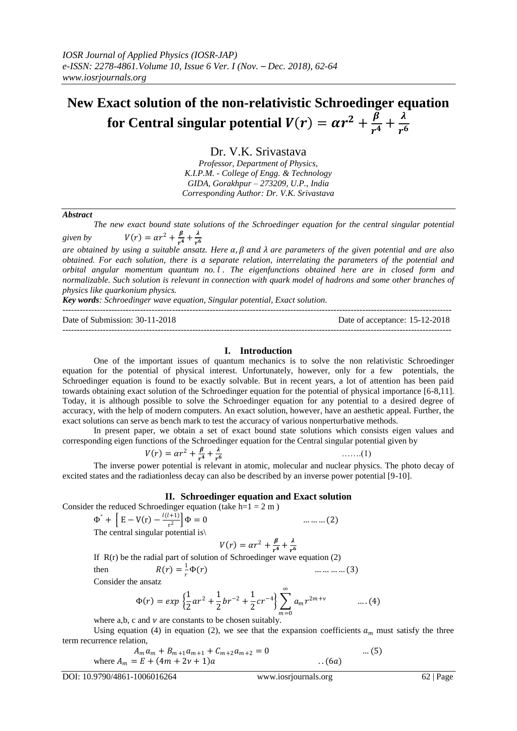# New Exact solution of the non-relativistic Schroedinger equation for Central singular potential $V(r) = \alpha r^2 + \frac{\beta}{r^4} + \frac{\lambda}{r^6}$

Dr. V.K. Srivastava

*Professor, Department of Physics,*
*K.I.P.M. - College of Engg. & Technology*
*GIDA, Gorakhpur – 273209, U.P., India*
*Corresponding Author: Dr. V.K. Srivastava*

***Abstract***

*The new exact bound state solutions of the Schroedinger equation for the central singular potential given by* $V(r) = \alpha r^2 + \frac{\beta}{r^4} + \frac{\lambda}{r^6}$ *are obtained by using a suitable ansatz. Here* $\alpha, \beta$ *and* $\lambda$ *are parameters of the given potential and are also obtained. For each solution, there is a separate relation, interrelating the parameters of the potential and orbital angular momentum quantum no.* $l$ *. The eigenfunctions obtained here are in closed form and normalizable. Such solution is relevant in connection with quark model of hadrons and some other branches of physics like quarkonium physics.*

***Key words****: Schroedinger wave equation, Singular potential, Exact solution.*

---

Date of Submission: 30-11-2018 Date of acceptance: 15-12-2018

---

## I. Introduction

One of the important issues of quantum mechanics is to solve the non relativistic Schroedinger equation for the potential of physical interest. Unfortunately, however, only for a few potentials, the Schroedinger equation is found to be exactly solvable. But in recent years, a lot of attention has been paid towards obtaining exact solution of the Schroedinger equation for the potential of physical importance [6-8,11]. Today, it is although possible to solve the Schroedinger equation for any potential to a desired degree of accuracy, with the help of modern computers. An exact solution, however, have an aesthetic appeal. Further, the exact solutions can serve as bench mark to test the accuracy of various nonperturbative methods.

In present paper, we obtain a set of exact bound state solutions which consists eigen values and corresponding eigen functions of the Schroedinger equation for the Central singular potential given by

$$V(r) = \alpha r^2 + \frac{\beta}{r^4} + \frac{\lambda}{r^6} \qquad \text{…….(1)}$$

The inverse power potential is relevant in atomic, molecular and nuclear physics. The photo decay of excited states and the radiationless decay can also be described by an inverse power potential [9-10].

## II. Schroedinger equation and Exact solution

Consider the reduced Schroedinger equation (take h=1 = 2 m )

$$\Phi'' + \left[ E - V(r) - \frac{l(l+1)}{r^2} \right] \Phi = 0 \qquad \text{… … … (2)}$$

The central singular potential is\

$$V(r) = \alpha r^2 + \frac{\beta}{r^4} + \frac{\lambda}{r^6}$$

If R(r) be the radial part of solution of Schroedinger wave equation (2)

then $$R(r) = \frac{1}{r} \Phi(r) \qquad \text{… … … … (3)}$$

Consider the ansatz

$$\Phi(r) = exp\left\{\frac{1}{2}ar^2 + \frac{1}{2}br^{-2} + \frac{1}{2}cr^{-4}\right\} \sum_{m=0}^{\infty} a_m r^{2m+\nu} \qquad \text{…. (4)}$$

where a,b, c and $\nu$ are constants to be chosen suitably.

Using equation (4) in equation (2), we see that the expansion coefficients $a_m$ must satisfy the three term recurrence relation,

$$A_m a_m + B_{m+1} a_{m+1} + C_{m+2} a_{m+2} = 0 \qquad \text{... (5)}$$

where $A_m = E + (4m + 2\nu + 1)a \qquad \text{..(6a)}$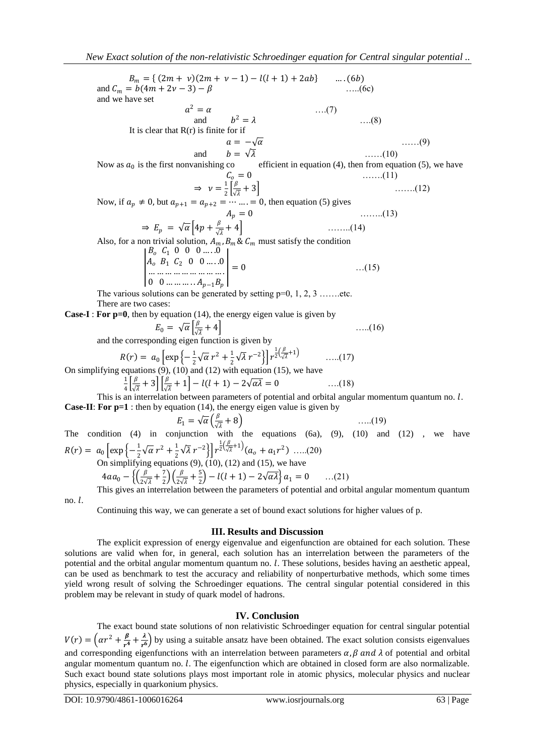$$B_m = \{ (2m+ \nu)(2m+ \nu-1) - l(l+1) + 2ab\} \qquad ....(6b)$$

and $C_m = b(4m + 2\nu - 3) - \beta$ .....(6c)

and we have set

$$a^2 = \alpha \qquad ....(7)$$

and $$b^2 = \lambda \qquad ....(8)$$

It is clear that R(r) is finite for if

$$a = -\sqrt{\alpha} \qquad ......(9)$$

and $$b = \sqrt{\lambda} \qquad ......(10)$$

Now as $a_0$ is the first nonvanishing co efficient in equation (4), then from equation (5), we have

$$C_o = 0 \qquad .......(11)$$

$$\Rightarrow \ \nu = \frac{1}{2}\left[\frac{\beta}{\sqrt{\lambda}} + 3\right] \qquad .......(12)$$

Now, if $a_p \neq 0$, but $a_{p+1} = a_{p+2} = \cdots .... = 0$, then equation (5) gives

$$A_p = 0 \qquad ........(13)$$

$$\Rightarrow \ E_p = \sqrt{\alpha}\left[4p + \frac{\beta}{\sqrt{\lambda}} + 4\right] \qquad ........(14)$$

Also, for a non trivial solution, $A_m, B_m$ & $C_m$ must satisfy the condition

$$\begin{vmatrix} B_o & C_1 & 0 & 0 & 0 & \ldots & .0 \\ A_o & B_1 & C_2 & 0 & 0 & \ldots & .0 \\ \ldots & \ldots & \ldots & \ldots & \ldots & \ldots & \ldots \\ 0 & 0 & \ldots & \ldots & \ldots & A_{p-1} & B_p \end{vmatrix} = 0 \qquad ...(15)$$

The various solutions can be generated by setting p=0, 1, 2, 3 .......etc.

There are two cases:

**Case-I** : **For p=0**, then by equation (14), the energy eigen value is given by

$$E_0 = \sqrt{\alpha}\left[\frac{\beta}{\sqrt{\lambda}} + 4\right] \qquad .....(16)$$

and the corresponding eigen function is given by

$$R(r) = a_0\left[\exp\left\{-\frac{1}{2}\sqrt{\alpha}\, r^2 + \frac{1}{2}\sqrt{\lambda}\, r^{-2}\right\}\right] r^{\frac{1}{2}\left(\frac{\beta}{\sqrt{\lambda}}+1\right)} \qquad .....(17)$$

On simplifying equations (9), (10) and (12) with equation (15), we have

$$\frac{1}{4}\left[\frac{\beta}{\sqrt{\lambda}} + 3\right]\left[\frac{\beta}{\sqrt{\lambda}} + 1\right] - l(l+1) - 2\sqrt{\alpha\lambda} = 0 \qquad ....(18)$$

This is an interrelation between parameters of potential and orbital angular momentum quantum no. $l$.

**Case-II**: **For p=1** : then by equation (14), the energy eigen value is given by

$$E_1 = \sqrt{\alpha}\left(\frac{\beta}{\sqrt{\lambda}} + 8\right) \qquad .....(19)$$

The condition (4) in conjunction with the equations (6a), (9), (10) and (12) , we have

$$R(r) = a_0\left[\exp\left\{-\frac{1}{2}\sqrt{\alpha}\, r^2 + \frac{1}{2}\sqrt{\lambda}\, r^{-2}\right\}\right] r^{\frac{1}{2}\left(\frac{\beta}{\sqrt{\lambda}}+1\right)}(a_o + a_1 r^2) \qquad .....(20)$$

On simplifying equations (9), (10), (12) and (15), we have

$$4aa_0 - \left\{\left(\frac{\beta}{2\sqrt{\lambda}} + \frac{7}{2}\right)\left(\frac{\beta}{2\sqrt{\lambda}} + \frac{5}{2}\right) - l(l+1) - 2\sqrt{\alpha\lambda}\right\}a_1 = 0 \qquad ...(21)$$

This gives an interrelation between the parameters of potential and orbital angular momentum quantum no. $l$.

Continuing this way, we can generate a set of bound exact solutions for higher values of p.

## III. Results and Discussion

The explicit expression of energy eigenvalue and eigenfunction are obtained for each solution. These solutions are valid when for, in general, each solution has an interrelation between the parameters of the potential and the orbital angular momentum quantum no. $l$. These solutions, besides having an aesthetic appeal, can be used as benchmark to test the accuracy and reliability of nonperturbative methods, which some times yield wrong result of solving the Schroedinger equations. The central singular potential considered in this problem may be relevant in study of quark model of hadrons.

## IV. Conclusion

The exact bound state solutions of non relativistic Schroedinger equation for central singular potential $V(r) = \left(\alpha r^2 + \frac{\beta}{r^4} + \frac{\lambda}{r^6}\right)$ by using a suitable ansatz have been obtained. The exact solution consists eigenvalues and corresponding eigenfunctions with an interrelation between parameters $\alpha, \beta$ $and$ $\lambda$ of potential and orbital angular momentum quantum no. $l$. The eigenfunction which are obtained in closed form are also normalizable. Such exact bound state solutions plays most important role in atomic physics, molecular physics and nuclear physics, especially in quarkonium physics.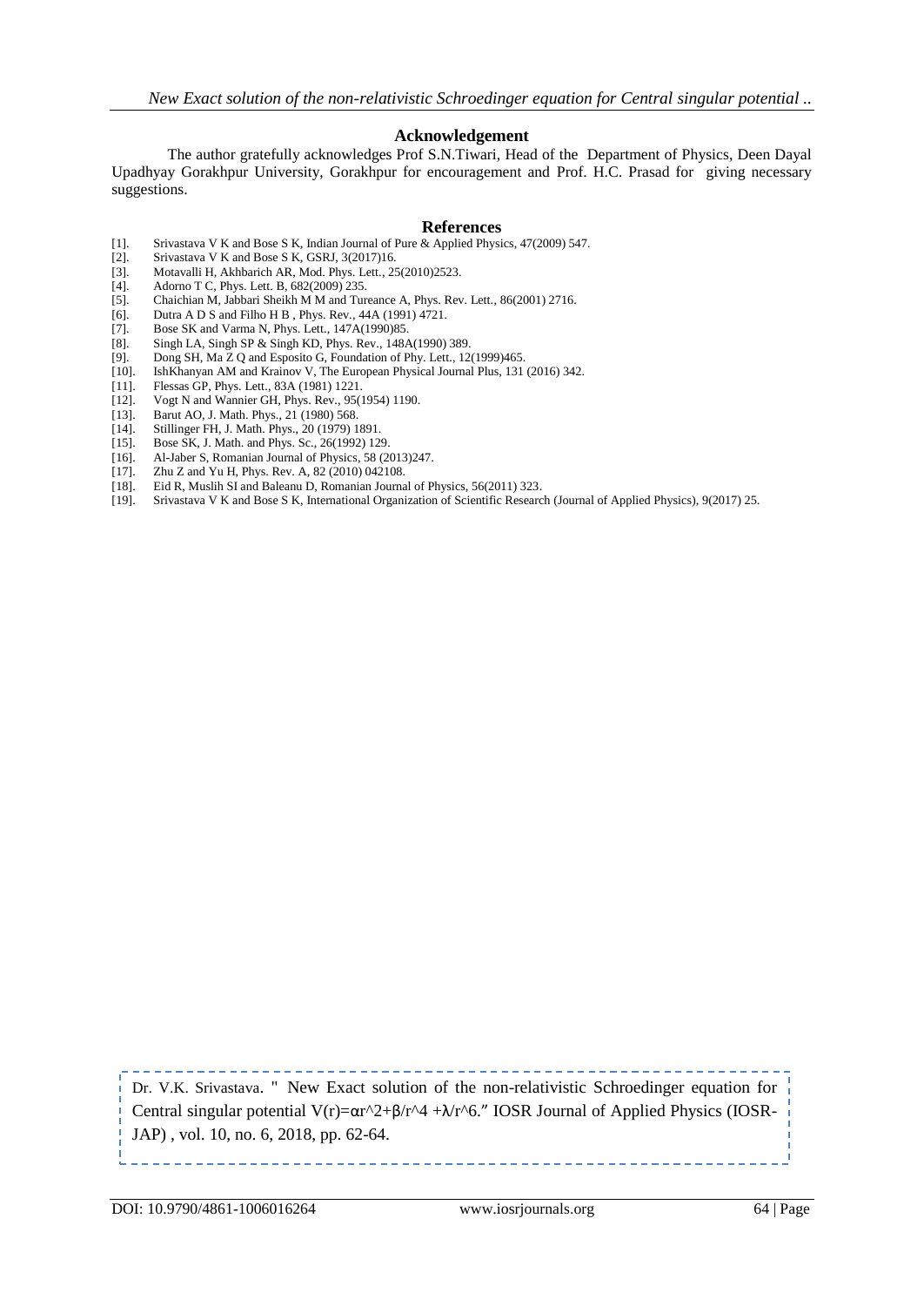## Acknowledgement

The author gratefully acknowledges Prof S.N.Tiwari, Head of the Department of Physics, Deen Dayal Upadhyay Gorakhpur University, Gorakhpur for encouragement and Prof. H.C. Prasad for giving necessary suggestions.

## References

[1]. Srivastava V K and Bose S K, Indian Journal of Pure & Applied Physics, 47(2009) 547.
[2]. Srivastava V K and Bose S K, GSRJ, 3(2017)16.
[3]. Motavalli H, Akhbarich AR, Mod. Phys. Lett., 25(2010)2523.
[4]. Adorno T C, Phys. Lett. B, 682(2009) 235.
[5]. Chaichian M, Jabbari Sheikh M M and Tureance A, Phys. Rev. Lett., 86(2001) 2716.
[6]. Dutra A D S and Filho H B , Phys. Rev., 44A (1991) 4721.
[7]. Bose SK and Varma N, Phys. Lett., 147A(1990)85.
[8]. Singh LA, Singh SP & Singh KD, Phys. Rev., 148A(1990) 389.
[9]. Dong SH, Ma Z Q and Esposito G, Foundation of Phy. Lett., 12(1999)465.
[10]. IshKhanyan AM and Krainov V, The European Physical Journal Plus, 131 (2016) 342.
[11]. Flessas GP, Phys. Lett., 83A (1981) 1221.
[12]. Vogt N and Wannier GH, Phys. Rev., 95(1954) 1190.
[13]. Barut AO, J. Math. Phys., 21 (1980) 568.
[14]. Stillinger FH, J. Math. Phys., 20 (1979) 1891.
[15]. Bose SK, J. Math. and Phys. Sc., 26(1992) 129.
[16]. Al-Jaber S, Romanian Journal of Physics, 58 (2013)247.
[17]. Zhu Z and Yu H, Phys. Rev. A, 82 (2010) 042108.
[18]. Eid R, Muslih SI and Baleanu D, Romanian Journal of Physics, 56(2011) 323.
[19]. Srivastava V K and Bose S K, International Organization of Scientific Research (Journal of Applied Physics), 9(2017) 25.

Dr. V.K. Srivastava. " New Exact solution of the non-relativistic Schroedinger equation for Central singular potential $V(r)=\alpha r^2+\beta/r^4+\lambda/r^6$." IOSR Journal of Applied Physics (IOSR-JAP) , vol. 10, no. 6, 2018, pp. 62-64.